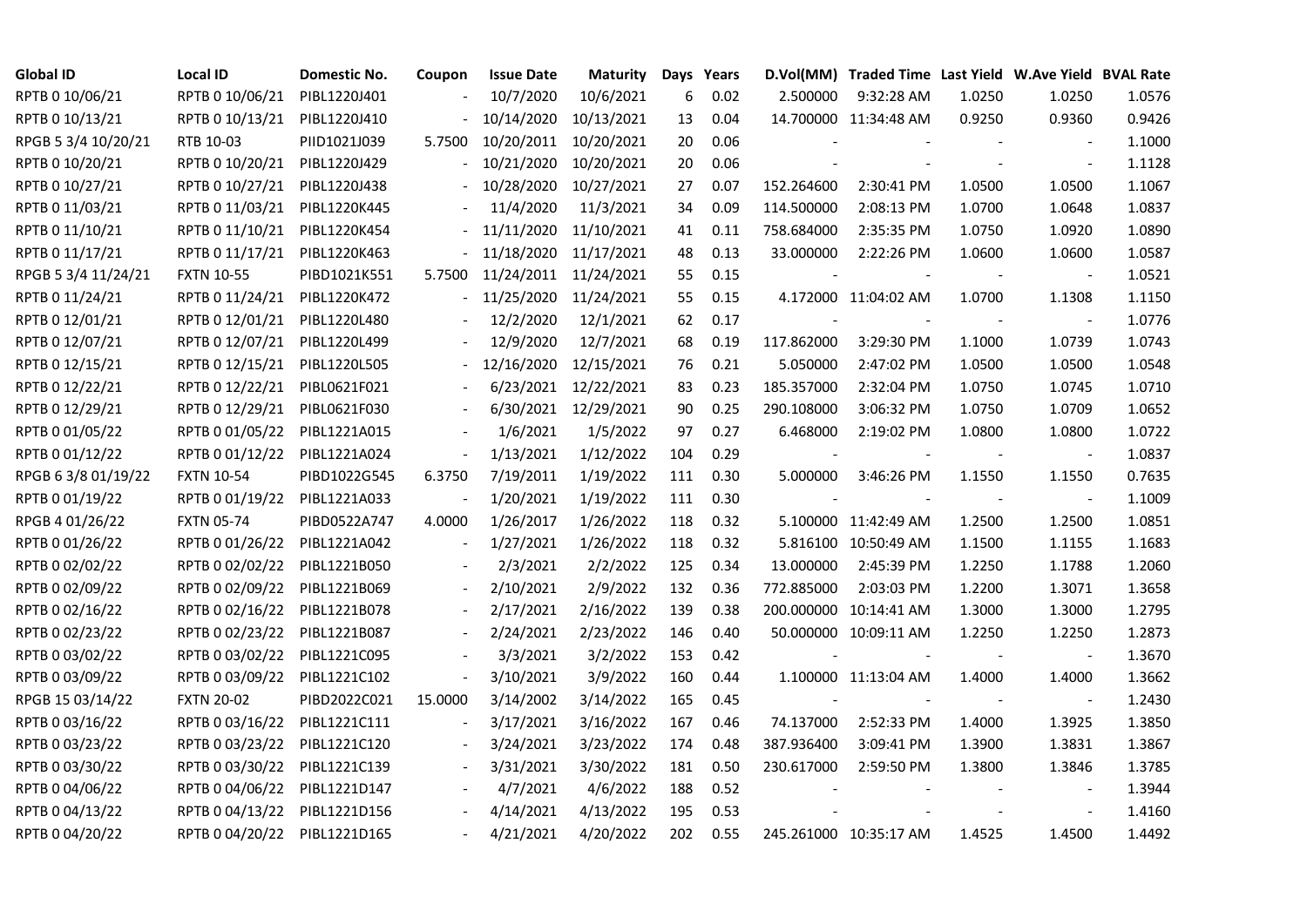| Global ID | Local ID | Domestic No. | Coupon | Issue Date | Maturity | Days | Years | D.Vol(MM) | Traded Time | Last Yield | W.Ave Yield | BVAL Rate |
|---|---|---|---|---|---|---|---|---|---|---|---|---|
| RPTB 0 10/06/21 | RPTB 0 10/06/21 | PIBL1220J401 | - | 10/7/2020 | 10/6/2021 | 6 | 0.02 | 2.500000 | 9:32:28 AM | 1.0250 | 1.0250 | 1.0576 |
| RPTB 0 10/13/21 | RPTB 0 10/13/21 | PIBL1220J410 | - | 10/14/2020 | 10/13/2021 | 13 | 0.04 | 14.700000 | 11:34:48 AM | 0.9250 | 0.9360 | 0.9426 |
| RPGB 5 3/4 10/20/21 | RTB 10-03 | PIID1021J039 | 5.7500 | 10/20/2011 | 10/20/2021 | 20 | 0.06 | - | - | - | - | 1.1000 |
| RPTB 0 10/20/21 | RPTB 0 10/20/21 | PIBL1220J429 | - | 10/21/2020 | 10/20/2021 | 20 | 0.06 | - | - | - | - | 1.1128 |
| RPTB 0 10/27/21 | RPTB 0 10/27/21 | PIBL1220J438 | - | 10/28/2020 | 10/27/2021 | 27 | 0.07 | 152.264600 | 2:30:41 PM | 1.0500 | 1.0500 | 1.1067 |
| RPTB 0 11/03/21 | RPTB 0 11/03/21 | PIBL1220K445 | - | 11/4/2020 | 11/3/2021 | 34 | 0.09 | 114.500000 | 2:08:13 PM | 1.0700 | 1.0648 | 1.0837 |
| RPTB 0 11/10/21 | RPTB 0 11/10/21 | PIBL1220K454 | - | 11/11/2020 | 11/10/2021 | 41 | 0.11 | 758.684000 | 2:35:35 PM | 1.0750 | 1.0920 | 1.0890 |
| RPTB 0 11/17/21 | RPTB 0 11/17/21 | PIBL1220K463 | - | 11/18/2020 | 11/17/2021 | 48 | 0.13 | 33.000000 | 2:22:26 PM | 1.0600 | 1.0600 | 1.0587 |
| RPGB 5 3/4 11/24/21 | FXTN 10-55 | PIBD1021K551 | 5.7500 | 11/24/2011 | 11/24/2021 | 55 | 0.15 | - | - | - | - | 1.0521 |
| RPTB 0 11/24/21 | RPTB 0 11/24/21 | PIBL1220K472 | - | 11/25/2020 | 11/24/2021 | 55 | 0.15 | 4.172000 | 11:04:02 AM | 1.0700 | 1.1308 | 1.1150 |
| RPTB 0 12/01/21 | RPTB 0 12/01/21 | PIBL1220L480 | - | 12/2/2020 | 12/1/2021 | 62 | 0.17 | - | - | - | - | 1.0776 |
| RPTB 0 12/07/21 | RPTB 0 12/07/21 | PIBL1220L499 | - | 12/9/2020 | 12/7/2021 | 68 | 0.19 | 117.862000 | 3:29:30 PM | 1.1000 | 1.0739 | 1.0743 |
| RPTB 0 12/15/21 | RPTB 0 12/15/21 | PIBL1220L505 | - | 12/16/2020 | 12/15/2021 | 76 | 0.21 | 5.050000 | 2:47:02 PM | 1.0500 | 1.0500 | 1.0548 |
| RPTB 0 12/22/21 | RPTB 0 12/22/21 | PIBL0621F021 | - | 6/23/2021 | 12/22/2021 | 83 | 0.23 | 185.357000 | 2:32:04 PM | 1.0750 | 1.0745 | 1.0710 |
| RPTB 0 12/29/21 | RPTB 0 12/29/21 | PIBL0621F030 | - | 6/30/2021 | 12/29/2021 | 90 | 0.25 | 290.108000 | 3:06:32 PM | 1.0750 | 1.0709 | 1.0652 |
| RPTB 0 01/05/22 | RPTB 0 01/05/22 | PIBL1221A015 | - | 1/6/2021 | 1/5/2022 | 97 | 0.27 | 6.468000 | 2:19:02 PM | 1.0800 | 1.0800 | 1.0722 |
| RPTB 0 01/12/22 | RPTB 0 01/12/22 | PIBL1221A024 | - | 1/13/2021 | 1/12/2022 | 104 | 0.29 | - | - | - | - | 1.0837 |
| RPGB 6 3/8 01/19/22 | FXTN 10-54 | PIBD1022G545 | 6.3750 | 7/19/2011 | 1/19/2022 | 111 | 0.30 | 5.000000 | 3:46:26 PM | 1.1550 | 1.1550 | 0.7635 |
| RPTB 0 01/19/22 | RPTB 0 01/19/22 | PIBL1221A033 | - | 1/20/2021 | 1/19/2022 | 111 | 0.30 | - | - | - | - | 1.1009 |
| RPGB 4 01/26/22 | FXTN 05-74 | PIBD0522A747 | 4.0000 | 1/26/2017 | 1/26/2022 | 118 | 0.32 | 5.100000 | 11:42:49 AM | 1.2500 | 1.2500 | 1.0851 |
| RPTB 0 01/26/22 | RPTB 0 01/26/22 | PIBL1221A042 | - | 1/27/2021 | 1/26/2022 | 118 | 0.32 | 5.816100 | 10:50:49 AM | 1.1500 | 1.1155 | 1.1683 |
| RPTB 0 02/02/22 | RPTB 0 02/02/22 | PIBL1221B050 | - | 2/3/2021 | 2/2/2022 | 125 | 0.34 | 13.000000 | 2:45:39 PM | 1.2250 | 1.1788 | 1.2060 |
| RPTB 0 02/09/22 | RPTB 0 02/09/22 | PIBL1221B069 | - | 2/10/2021 | 2/9/2022 | 132 | 0.36 | 772.885000 | 2:03:03 PM | 1.2200 | 1.3071 | 1.3658 |
| RPTB 0 02/16/22 | RPTB 0 02/16/22 | PIBL1221B078 | - | 2/17/2021 | 2/16/2022 | 139 | 0.38 | 200.000000 | 10:14:41 AM | 1.3000 | 1.3000 | 1.2795 |
| RPTB 0 02/23/22 | RPTB 0 02/23/22 | PIBL1221B087 | - | 2/24/2021 | 2/23/2022 | 146 | 0.40 | 50.000000 | 10:09:11 AM | 1.2250 | 1.2250 | 1.2873 |
| RPTB 0 03/02/22 | RPTB 0 03/02/22 | PIBL1221C095 | - | 3/3/2021 | 3/2/2022 | 153 | 0.42 | - | - | - | - | 1.3670 |
| RPTB 0 03/09/22 | RPTB 0 03/09/22 | PIBL1221C102 | - | 3/10/2021 | 3/9/2022 | 160 | 0.44 | 1.100000 | 11:13:04 AM | 1.4000 | 1.4000 | 1.3662 |
| RPGB 15 03/14/22 | FXTN 20-02 | PIBD2022C021 | 15.0000 | 3/14/2002 | 3/14/2022 | 165 | 0.45 | - | - | - | - | 1.2430 |
| RPTB 0 03/16/22 | RPTB 0 03/16/22 | PIBL1221C111 | - | 3/17/2021 | 3/16/2022 | 167 | 0.46 | 74.137000 | 2:52:33 PM | 1.4000 | 1.3925 | 1.3850 |
| RPTB 0 03/23/22 | RPTB 0 03/23/22 | PIBL1221C120 | - | 3/24/2021 | 3/23/2022 | 174 | 0.48 | 387.936400 | 3:09:41 PM | 1.3900 | 1.3831 | 1.3867 |
| RPTB 0 03/30/22 | RPTB 0 03/30/22 | PIBL1221C139 | - | 3/31/2021 | 3/30/2022 | 181 | 0.50 | 230.617000 | 2:59:50 PM | 1.3800 | 1.3846 | 1.3785 |
| RPTB 0 04/06/22 | RPTB 0 04/06/22 | PIBL1221D147 | - | 4/7/2021 | 4/6/2022 | 188 | 0.52 | - | - | - | - | 1.3944 |
| RPTB 0 04/13/22 | RPTB 0 04/13/22 | PIBL1221D156 | - | 4/14/2021 | 4/13/2022 | 195 | 0.53 | - | - | - | - | 1.4160 |
| RPTB 0 04/20/22 | RPTB 0 04/20/22 | PIBL1221D165 | - | 4/21/2021 | 4/20/2022 | 202 | 0.55 | 245.261000 | 10:35:17 AM | 1.4525 | 1.4500 | 1.4492 |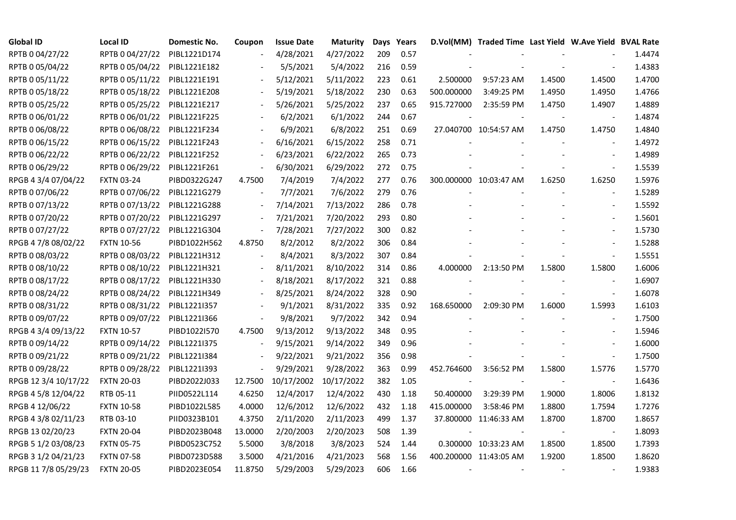| Global ID | Local ID | Domestic No. | Coupon | Issue Date | Maturity | Days | Years | D.Vol(MM) | Traded Time | Last Yield | W.Ave Yield | BVAL Rate |
|---|---|---|---|---|---|---|---|---|---|---|---|---|
| RPTB 0 04/27/22 | RPTB 0 04/27/22 | PIBL1221D174 | - | 4/28/2021 | 4/27/2022 | 209 | 0.57 | - | - | - | - | 1.4474 |
| RPTB 0 05/04/22 | RPTB 0 05/04/22 | PIBL1221E182 | - | 5/5/2021 | 5/4/2022 | 216 | 0.59 | - | - | - | - | 1.4383 |
| RPTB 0 05/11/22 | RPTB 0 05/11/22 | PIBL1221E191 | - | 5/12/2021 | 5/11/2022 | 223 | 0.61 | 2.500000 | 9:57:23 AM | 1.4500 | 1.4500 | 1.4700 |
| RPTB 0 05/18/22 | RPTB 0 05/18/22 | PIBL1221E208 | - | 5/19/2021 | 5/18/2022 | 230 | 0.63 | 500.000000 | 3:49:25 PM | 1.4950 | 1.4950 | 1.4766 |
| RPTB 0 05/25/22 | RPTB 0 05/25/22 | PIBL1221E217 | - | 5/26/2021 | 5/25/2022 | 237 | 0.65 | 915.727000 | 2:35:59 PM | 1.4750 | 1.4907 | 1.4889 |
| RPTB 0 06/01/22 | RPTB 0 06/01/22 | PIBL1221F225 | - | 6/2/2021 | 6/1/2022 | 244 | 0.67 | - | - | - | - | 1.4874 |
| RPTB 0 06/08/22 | RPTB 0 06/08/22 | PIBL1221F234 | - | 6/9/2021 | 6/8/2022 | 251 | 0.69 | 27.040700 | 10:54:57 AM | 1.4750 | 1.4750 | 1.4840 |
| RPTB 0 06/15/22 | RPTB 0 06/15/22 | PIBL1221F243 | - | 6/16/2021 | 6/15/2022 | 258 | 0.71 | - | - | - | - | 1.4972 |
| RPTB 0 06/22/22 | RPTB 0 06/22/22 | PIBL1221F252 | - | 6/23/2021 | 6/22/2022 | 265 | 0.73 | - | - | - | - | 1.4989 |
| RPTB 0 06/29/22 | RPTB 0 06/29/22 | PIBL1221F261 | - | 6/30/2021 | 6/29/2022 | 272 | 0.75 | - | - | - | - | 1.5539 |
| RPGB 4 3/4 07/04/22 | FXTN 03-24 | PIBD0322G247 | 4.7500 | 7/4/2019 | 7/4/2022 | 277 | 0.76 | 300.000000 | 10:03:47 AM | 1.6250 | 1.6250 | 1.5976 |
| RPTB 0 07/06/22 | RPTB 0 07/06/22 | PIBL1221G279 | - | 7/7/2021 | 7/6/2022 | 279 | 0.76 | - | - | - | - | 1.5289 |
| RPTB 0 07/13/22 | RPTB 0 07/13/22 | PIBL1221G288 | - | 7/14/2021 | 7/13/2022 | 286 | 0.78 | - | - | - | - | 1.5592 |
| RPTB 0 07/20/22 | RPTB 0 07/20/22 | PIBL1221G297 | - | 7/21/2021 | 7/20/2022 | 293 | 0.80 | - | - | - | - | 1.5601 |
| RPTB 0 07/27/22 | RPTB 0 07/27/22 | PIBL1221G304 | - | 7/28/2021 | 7/27/2022 | 300 | 0.82 | - | - | - | - | 1.5730 |
| RPGB 4 7/8 08/02/22 | FXTN 10-56 | PIBD1022H562 | 4.8750 | 8/2/2012 | 8/2/2022 | 306 | 0.84 | - | - | - | - | 1.5288 |
| RPTB 0 08/03/22 | RPTB 0 08/03/22 | PIBL1221H312 | - | 8/4/2021 | 8/3/2022 | 307 | 0.84 | - | - | - | - | 1.5551 |
| RPTB 0 08/10/22 | RPTB 0 08/10/22 | PIBL1221H321 | - | 8/11/2021 | 8/10/2022 | 314 | 0.86 | 4.000000 | 2:13:50 PM | 1.5800 | 1.5800 | 1.6006 |
| RPTB 0 08/17/22 | RPTB 0 08/17/22 | PIBL1221H330 | - | 8/18/2021 | 8/17/2022 | 321 | 0.88 | - | - | - | - | 1.6907 |
| RPTB 0 08/24/22 | RPTB 0 08/24/22 | PIBL1221H349 | - | 8/25/2021 | 8/24/2022 | 328 | 0.90 | - | - | - | - | 1.6078 |
| RPTB 0 08/31/22 | RPTB 0 08/31/22 | PIBL1221I357 | - | 9/1/2021 | 8/31/2022 | 335 | 0.92 | 168.650000 | 2:09:30 PM | 1.6000 | 1.5993 | 1.6103 |
| RPTB 0 09/07/22 | RPTB 0 09/07/22 | PIBL1221I366 | - | 9/8/2021 | 9/7/2022 | 342 | 0.94 | - | - | - | - | 1.7500 |
| RPGB 4 3/4 09/13/22 | FXTN 10-57 | PIBD1022I570 | 4.7500 | 9/13/2012 | 9/13/2022 | 348 | 0.95 | - | - | - | - | 1.5946 |
| RPTB 0 09/14/22 | RPTB 0 09/14/22 | PIBL1221I375 | - | 9/15/2021 | 9/14/2022 | 349 | 0.96 | - | - | - | - | 1.6000 |
| RPTB 0 09/21/22 | RPTB 0 09/21/22 | PIBL1221I384 | - | 9/22/2021 | 9/21/2022 | 356 | 0.98 | - | - | - | - | 1.7500 |
| RPTB 0 09/28/22 | RPTB 0 09/28/22 | PIBL1221I393 | - | 9/29/2021 | 9/28/2022 | 363 | 0.99 | 452.764600 | 3:56:52 PM | 1.5800 | 1.5776 | 1.5770 |
| RPGB 12 3/4 10/17/22 | FXTN 20-03 | PIBD2022J033 | 12.7500 | 10/17/2002 | 10/17/2022 | 382 | 1.05 | - | - | - | - | 1.6436 |
| RPGB 4 5/8 12/04/22 | RTB 05-11 | PIID0522L114 | 4.6250 | 12/4/2017 | 12/4/2022 | 430 | 1.18 | 50.400000 | 3:29:39 PM | 1.9000 | 1.8006 | 1.8132 |
| RPGB 4 12/06/22 | FXTN 10-58 | PIBD1022L585 | 4.0000 | 12/6/2012 | 12/6/2022 | 432 | 1.18 | 415.000000 | 3:58:46 PM | 1.8800 | 1.7594 | 1.7276 |
| RPGB 4 3/8 02/11/23 | RTB 03-10 | PIID0323B101 | 4.3750 | 2/11/2020 | 2/11/2023 | 499 | 1.37 | 37.800000 | 11:46:33 AM | 1.8700 | 1.8700 | 1.8657 |
| RPGB 13 02/20/23 | FXTN 20-04 | PIBD2023B048 | 13.0000 | 2/20/2003 | 2/20/2023 | 508 | 1.39 | - | - | - | - | 1.8093 |
| RPGB 5 1/2 03/08/23 | FXTN 05-75 | PIBD0523C752 | 5.5000 | 3/8/2018 | 3/8/2023 | 524 | 1.44 | 0.300000 | 10:33:23 AM | 1.8500 | 1.8500 | 1.7393 |
| RPGB 3 1/2 04/21/23 | FXTN 07-58 | PIBD0723D588 | 3.5000 | 4/21/2016 | 4/21/2023 | 568 | 1.56 | 400.200000 | 11:43:05 AM | 1.9200 | 1.8500 | 1.8620 |
| RPGB 11 7/8 05/29/23 | FXTN 20-05 | PIBD2023E054 | 11.8750 | 5/29/2003 | 5/29/2023 | 606 | 1.66 | - | - | - | - | 1.9383 |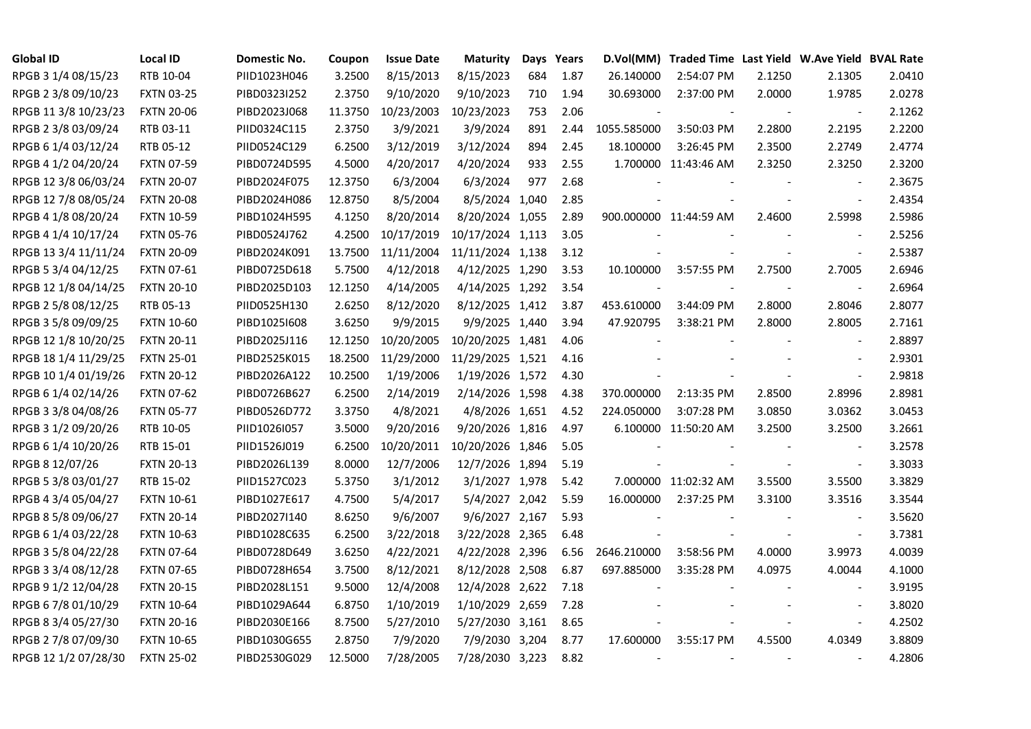| Global ID | Local ID | Domestic No. | Coupon | Issue Date | Maturity | Days | Years | D.Vol(MM) | Traded Time | Last Yield | W.Ave Yield | BVAL Rate |
|---|---|---|---|---|---|---|---|---|---|---|---|---|
| RPGB 3 1/4 08/15/23 | RTB 10-04 | PIID1023H046 | 3.2500 | 8/15/2013 | 8/15/2023 | 684 | 1.87 | 26.140000 | 2:54:07 PM | 2.1250 | 2.1305 | 2.0410 |
| RPGB 2 3/8 09/10/23 | FXTN 03-25 | PIBD0323I252 | 2.3750 | 9/10/2020 | 9/10/2023 | 710 | 1.94 | 30.693000 | 2:37:00 PM | 2.0000 | 1.9785 | 2.0278 |
| RPGB 11 3/8 10/23/23 | FXTN 20-06 | PIBD2023J068 | 11.3750 | 10/23/2003 | 10/23/2023 | 753 | 2.06 | - | - | - | - | 2.1262 |
| RPGB 2 3/8 03/09/24 | RTB 03-11 | PIID0324C115 | 2.3750 | 3/9/2021 | 3/9/2024 | 891 | 2.44 | 1055.585000 | 3:50:03 PM | 2.2800 | 2.2195 | 2.2200 |
| RPGB 6 1/4 03/12/24 | RTB 05-12 | PIID0524C129 | 6.2500 | 3/12/2019 | 3/12/2024 | 894 | 2.45 | 18.100000 | 3:26:45 PM | 2.3500 | 2.2749 | 2.4774 |
| RPGB 4 1/2 04/20/24 | FXTN 07-59 | PIBD0724D595 | 4.5000 | 4/20/2017 | 4/20/2024 | 933 | 2.55 | 1.700000 | 11:43:46 AM | 2.3250 | 2.3250 | 2.3200 |
| RPGB 12 3/8 06/03/24 | FXTN 20-07 | PIBD2024F075 | 12.3750 | 6/3/2004 | 6/3/2024 | 977 | 2.68 | - | - | - | - | 2.3675 |
| RPGB 12 7/8 08/05/24 | FXTN 20-08 | PIBD2024H086 | 12.8750 | 8/5/2004 | 8/5/2024 | 1,040 | 2.85 | - | - | - | - | 2.4354 |
| RPGB 4 1/8 08/20/24 | FXTN 10-59 | PIBD1024H595 | 4.1250 | 8/20/2014 | 8/20/2024 | 1,055 | 2.89 | 900.000000 | 11:44:59 AM | 2.4600 | 2.5998 | 2.5986 |
| RPGB 4 1/4 10/17/24 | FXTN 05-76 | PIBD0524J762 | 4.2500 | 10/17/2019 | 10/17/2024 | 1,113 | 3.05 | - | - | - | - | 2.5256 |
| RPGB 13 3/4 11/11/24 | FXTN 20-09 | PIBD2024K091 | 13.7500 | 11/11/2004 | 11/11/2024 | 1,138 | 3.12 | - | - | - | - | 2.5387 |
| RPGB 5 3/4 04/12/25 | FXTN 07-61 | PIBD0725D618 | 5.7500 | 4/12/2018 | 4/12/2025 | 1,290 | 3.53 | 10.100000 | 3:57:55 PM | 2.7500 | 2.7005 | 2.6946 |
| RPGB 12 1/8 04/14/25 | FXTN 20-10 | PIBD2025D103 | 12.1250 | 4/14/2005 | 4/14/2025 | 1,292 | 3.54 | - | - | - | - | 2.6964 |
| RPGB 2 5/8 08/12/25 | RTB 05-13 | PIID0525H130 | 2.6250 | 8/12/2020 | 8/12/2025 | 1,412 | 3.87 | 453.610000 | 3:44:09 PM | 2.8000 | 2.8046 | 2.8077 |
| RPGB 3 5/8 09/09/25 | FXTN 10-60 | PIBD1025I608 | 3.6250 | 9/9/2015 | 9/9/2025 | 1,440 | 3.94 | 47.920795 | 3:38:21 PM | 2.8000 | 2.8005 | 2.7161 |
| RPGB 12 1/8 10/20/25 | FXTN 20-11 | PIBD2025J116 | 12.1250 | 10/20/2005 | 10/20/2025 | 1,481 | 4.06 | - | - | - | - | 2.8897 |
| RPGB 18 1/4 11/29/25 | FXTN 25-01 | PIBD2525K015 | 18.2500 | 11/29/2000 | 11/29/2025 | 1,521 | 4.16 | - | - | - | - | 2.9301 |
| RPGB 10 1/4 01/19/26 | FXTN 20-12 | PIBD2026A122 | 10.2500 | 1/19/2006 | 1/19/2026 | 1,572 | 4.30 | - | - | - | - | 2.9818 |
| RPGB 6 1/4 02/14/26 | FXTN 07-62 | PIBD0726B627 | 6.2500 | 2/14/2019 | 2/14/2026 | 1,598 | 4.38 | 370.000000 | 2:13:35 PM | 2.8500 | 2.8996 | 2.8981 |
| RPGB 3 3/8 04/08/26 | FXTN 05-77 | PIBD0526D772 | 3.3750 | 4/8/2021 | 4/8/2026 | 1,651 | 4.52 | 224.050000 | 3:07:28 PM | 3.0850 | 3.0362 | 3.0453 |
| RPGB 3 1/2 09/20/26 | RTB 10-05 | PIID1026I057 | 3.5000 | 9/20/2016 | 9/20/2026 | 1,816 | 4.97 | 6.100000 | 11:50:20 AM | 3.2500 | 3.2500 | 3.2661 |
| RPGB 6 1/4 10/20/26 | RTB 15-01 | PIID1526J019 | 6.2500 | 10/20/2011 | 10/20/2026 | 1,846 | 5.05 | - | - | - | - | 3.2578 |
| RPGB 8 12/07/26 | FXTN 20-13 | PIBD2026L139 | 8.0000 | 12/7/2006 | 12/7/2026 | 1,894 | 5.19 | - | - | - | - | 3.3033 |
| RPGB 5 3/8 03/01/27 | RTB 15-02 | PIID1527C023 | 5.3750 | 3/1/2012 | 3/1/2027 | 1,978 | 5.42 | 7.000000 | 11:02:32 AM | 3.5500 | 3.5500 | 3.3829 |
| RPGB 4 3/4 05/04/27 | FXTN 10-61 | PIBD1027E617 | 4.7500 | 5/4/2017 | 5/4/2027 | 2,042 | 5.59 | 16.000000 | 2:37:25 PM | 3.3100 | 3.3516 | 3.3544 |
| RPGB 8 5/8 09/06/27 | FXTN 20-14 | PIBD2027I140 | 8.6250 | 9/6/2007 | 9/6/2027 | 2,167 | 5.93 | - | - | - | - | 3.5620 |
| RPGB 6 1/4 03/22/28 | FXTN 10-63 | PIBD1028C635 | 6.2500 | 3/22/2018 | 3/22/2028 | 2,365 | 6.48 | - | - | - | - | 3.7381 |
| RPGB 3 5/8 04/22/28 | FXTN 07-64 | PIBD0728D649 | 3.6250 | 4/22/2021 | 4/22/2028 | 2,396 | 6.56 | 2646.210000 | 3:58:56 PM | 4.0000 | 3.9973 | 4.0039 |
| RPGB 3 3/4 08/12/28 | FXTN 07-65 | PIBD0728H654 | 3.7500 | 8/12/2021 | 8/12/2028 | 2,508 | 6.87 | 697.885000 | 3:35:28 PM | 4.0975 | 4.0044 | 4.1000 |
| RPGB 9 1/2 12/04/28 | FXTN 20-15 | PIBD2028L151 | 9.5000 | 12/4/2008 | 12/4/2028 | 2,622 | 7.18 | - | - | - | - | 3.9195 |
| RPGB 6 7/8 01/10/29 | FXTN 10-64 | PIBD1029A644 | 6.8750 | 1/10/2019 | 1/10/2029 | 2,659 | 7.28 | - | - | - | - | 3.8020 |
| RPGB 8 3/4 05/27/30 | FXTN 20-16 | PIBD2030E166 | 8.7500 | 5/27/2010 | 5/27/2030 | 3,161 | 8.65 | - | - | - | - | 4.2502 |
| RPGB 2 7/8 07/09/30 | FXTN 10-65 | PIBD1030G655 | 2.8750 | 7/9/2020 | 7/9/2030 | 3,204 | 8.77 | 17.600000 | 3:55:17 PM | 4.5500 | 4.0349 | 3.8809 |
| RPGB 12 1/2 07/28/30 | FXTN 25-02 | PIBD2530G029 | 12.5000 | 7/28/2005 | 7/28/2030 | 3,223 | 8.82 | - | - | - | - | 4.2806 |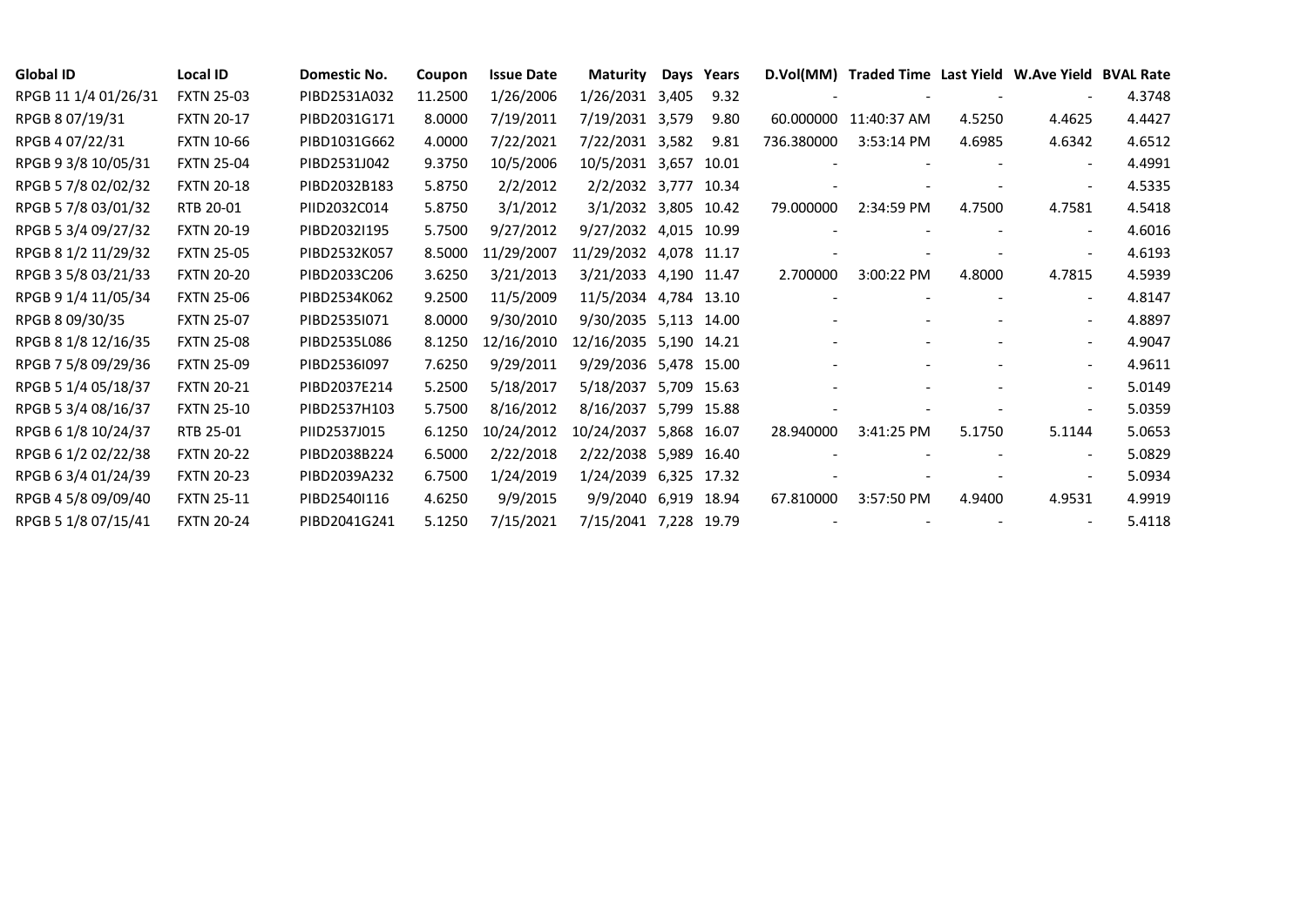| Global ID | Local ID | Domestic No. | Coupon | Issue Date | Maturity | Days | Years | D.Vol(MM) | Traded Time | Last Yield | W.Ave Yield | BVAL Rate |
|---|---|---|---|---|---|---|---|---|---|---|---|---|
| RPGB 11 1/4 01/26/31 | FXTN 25-03 | PIBD2531A032 | 11.2500 | 1/26/2006 | 1/26/2031 | 3,405 | 9.32 | - | - | - | - | 4.3748 |
| RPGB 8 07/19/31 | FXTN 20-17 | PIBD2031G171 | 8.0000 | 7/19/2011 | 7/19/2031 | 3,579 | 9.80 | 60.000000 | 11:40:37 AM | 4.5250 | 4.4625 | 4.4427 |
| RPGB 4 07/22/31 | FXTN 10-66 | PIBD1031G662 | 4.0000 | 7/22/2021 | 7/22/2031 | 3,582 | 9.81 | 736.380000 | 3:53:14 PM | 4.6985 | 4.6342 | 4.6512 |
| RPGB 9 3/8 10/05/31 | FXTN 25-04 | PIBD2531J042 | 9.3750 | 10/5/2006 | 10/5/2031 | 3,657 | 10.01 | - | - | - | - | 4.4991 |
| RPGB 5 7/8 02/02/32 | FXTN 20-18 | PIBD2032B183 | 5.8750 | 2/2/2012 | 2/2/2032 | 3,777 | 10.34 | - | - | - | - | 4.5335 |
| RPGB 5 7/8 03/01/32 | RTB 20-01 | PIID2032C014 | 5.8750 | 3/1/2012 | 3/1/2032 | 3,805 | 10.42 | 79.000000 | 2:34:59 PM | 4.7500 | 4.7581 | 4.5418 |
| RPGB 5 3/4 09/27/32 | FXTN 20-19 | PIBD2032I195 | 5.7500 | 9/27/2012 | 9/27/2032 | 4,015 | 10.99 | - | - | - | - | 4.6016 |
| RPGB 8 1/2 11/29/32 | FXTN 25-05 | PIBD2532K057 | 8.5000 | 11/29/2007 | 11/29/2032 | 4,078 | 11.17 | - | - | - | - | 4.6193 |
| RPGB 3 5/8 03/21/33 | FXTN 20-20 | PIBD2033C206 | 3.6250 | 3/21/2013 | 3/21/2033 | 4,190 | 11.47 | 2.700000 | 3:00:22 PM | 4.8000 | 4.7815 | 4.5939 |
| RPGB 9 1/4 11/05/34 | FXTN 25-06 | PIBD2534K062 | 9.2500 | 11/5/2009 | 11/5/2034 | 4,784 | 13.10 | - | - | - | - | 4.8147 |
| RPGB 8 09/30/35 | FXTN 25-07 | PIBD2535I071 | 8.0000 | 9/30/2010 | 9/30/2035 | 5,113 | 14.00 | - | - | - | - | 4.8897 |
| RPGB 8 1/8 12/16/35 | FXTN 25-08 | PIBD2535L086 | 8.1250 | 12/16/2010 | 12/16/2035 | 5,190 | 14.21 | - | - | - | - | 4.9047 |
| RPGB 7 5/8 09/29/36 | FXTN 25-09 | PIBD2536I097 | 7.6250 | 9/29/2011 | 9/29/2036 | 5,478 | 15.00 | - | - | - | - | 4.9611 |
| RPGB 5 1/4 05/18/37 | FXTN 20-21 | PIBD2037E214 | 5.2500 | 5/18/2017 | 5/18/2037 | 5,709 | 15.63 | - | - | - | - | 5.0149 |
| RPGB 5 3/4 08/16/37 | FXTN 25-10 | PIBD2537H103 | 5.7500 | 8/16/2012 | 8/16/2037 | 5,799 | 15.88 | - | - | - | - | 5.0359 |
| RPGB 6 1/8 10/24/37 | RTB 25-01 | PIID2537J015 | 6.1250 | 10/24/2012 | 10/24/2037 | 5,868 | 16.07 | 28.940000 | 3:41:25 PM | 5.1750 | 5.1144 | 5.0653 |
| RPGB 6 1/2 02/22/38 | FXTN 20-22 | PIBD2038B224 | 6.5000 | 2/22/2018 | 2/22/2038 | 5,989 | 16.40 | - | - | - | - | 5.0829 |
| RPGB 6 3/4 01/24/39 | FXTN 20-23 | PIBD2039A232 | 6.7500 | 1/24/2019 | 1/24/2039 | 6,325 | 17.32 | - | - | - | - | 5.0934 |
| RPGB 4 5/8 09/09/40 | FXTN 25-11 | PIBD2540I116 | 4.6250 | 9/9/2015 | 9/9/2040 | 6,919 | 18.94 | 67.810000 | 3:57:50 PM | 4.9400 | 4.9531 | 4.9919 |
| RPGB 5 1/8 07/15/41 | FXTN 20-24 | PIBD2041G241 | 5.1250 | 7/15/2021 | 7/15/2041 | 7,228 | 19.79 | - | - | - | - | 5.4118 |